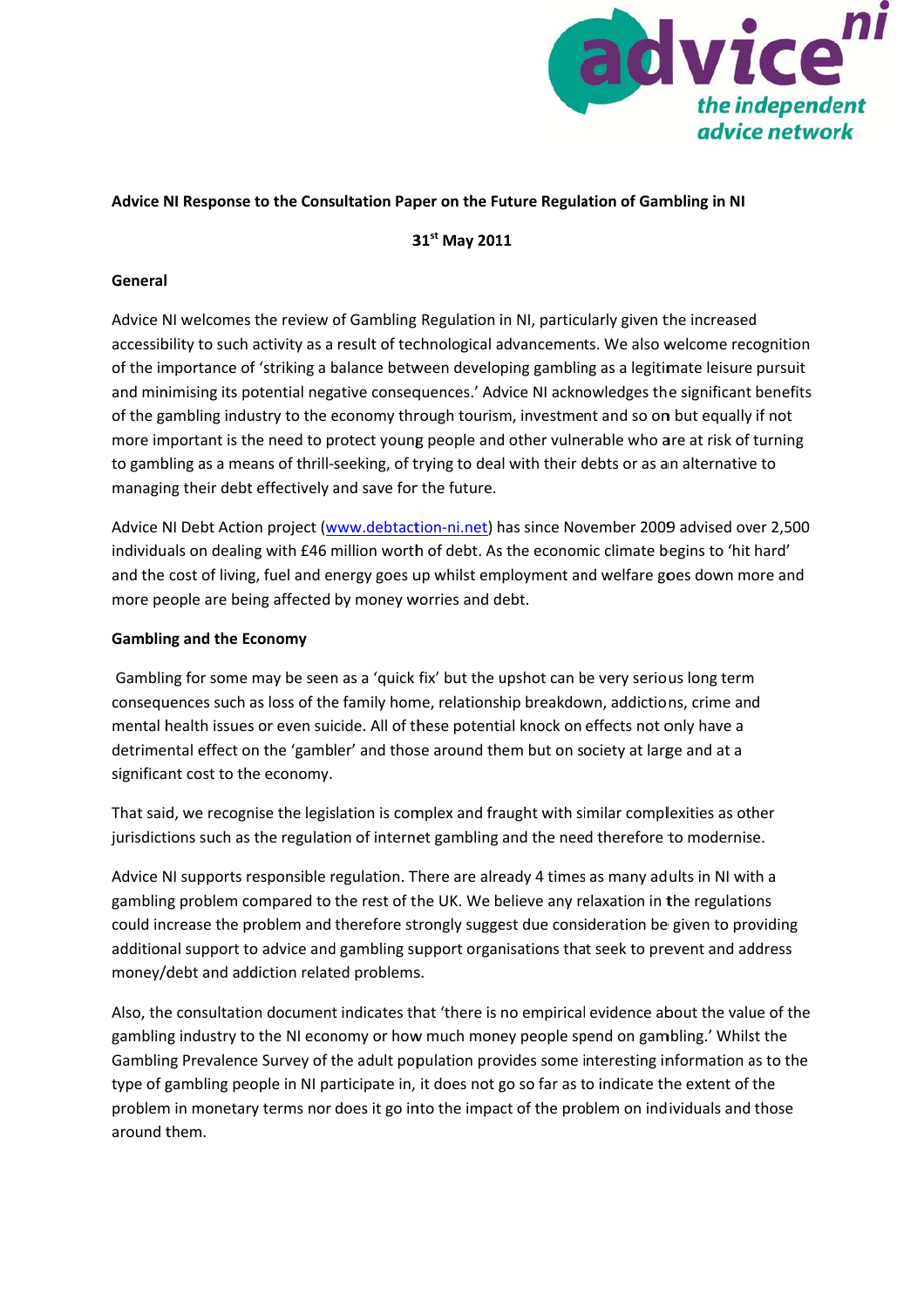**Advice NI Response to the Consultation Paper on the Future Regulation of Gambling in NI**

**31st May 2011**

**General**

Advice NI welcomes the review of Gambling Regulation in NI, particularly given the increased accessibility to such activity as a result of technological advancements. We also welcome recognition of the importance of 'striking a balance between developing gambling as a legitimate leisure pursuit and minimising its potential negative consequences.' Advice NI acknowledges the significant benefits of the gambling industry to the economy through tourism, investment and so on but equally if not more important is the need to protect young people and other vulnerable who are at risk of turning to gambling as a means of thrill-seeking, of trying to deal with their debts or as an alternative to managing their debt effectively and save for the future.

Advice NI Debt Action project (www.debtaction-ni.net) has since November 2009 advised over 2,500 individuals on dealing with £46 million worth of debt. As the economic climate begins to 'hit hard' and the cost of living, fuel and energy goes up whilst employment and welfare goes down more and more people are being affected by money worries and debt.

**Gambling and the Economy**

Gambling for some may be seen as a 'quick fix' but the upshot can be very serious long term consequences such as loss of the family home, relationship breakdown, addictions, crime and mental health issues or even suicide. All of these potential knock on effects not only have a detrimental effect on the 'gambler' and those around them but on society at large and at a significant cost to the economy.

That said, we recognise the legislation is complex and fraught with similar complexities as other jurisdictions such as the regulation of internet gambling and the need therefore to modernise.

Advice NI supports responsible regulation. There are already 4 times as many adults in NI with a gambling problem compared to the rest of the UK. We believe any relaxation in the regulations could increase the problem and therefore strongly suggest due consideration be given to providing additional support to advice and gambling support organisations that seek to prevent and address money/debt and addiction related problems.

Also, the consultation document indicates that 'there is no empirical evidence about the value of the gambling industry to the NI economy or how much money people spend on gambling.' Whilst the Gambling Prevalence Survey of the adult population provides some interesting information as to the type of gambling people in NI participate in, it does not go so far as to indicate the extent of the problem in monetary terms nor does it go into the impact of the problem on individuals and those around them.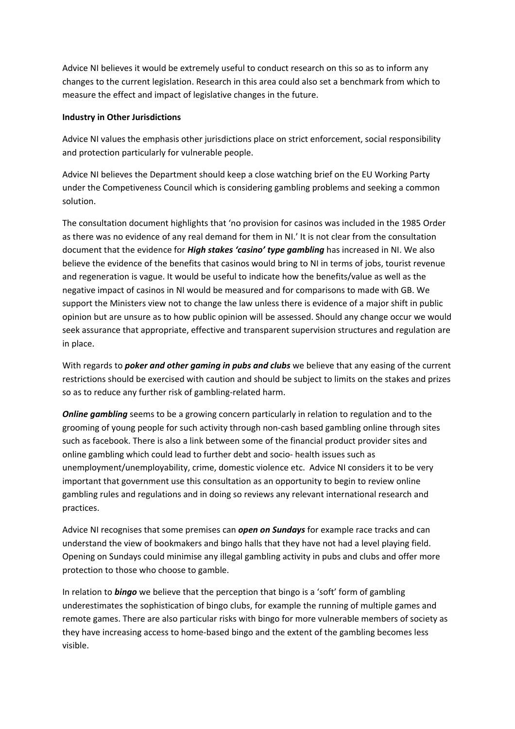Advice NI believes it would be extremely useful to conduct research on this so as to inform any changes to the current legislation. Research in this area could also set a benchmark from which to measure the effect and impact of legislative changes in the future.

**Industry in Other Jurisdictions**

Advice NI values the emphasis other jurisdictions place on strict enforcement, social responsibility and protection particularly for vulnerable people.

Advice NI believes the Department should keep a close watching brief on the EU Working Party under the Competiveness Council which is considering gambling problems and seeking a common solution.

The consultation document highlights that 'no provision for casinos was included in the 1985 Order as there was no evidence of any real demand for them in NI.' It is not clear from the consultation document that the evidence for ***High stakes 'casino' type gambling*** has increased in NI. We also believe the evidence of the benefits that casinos would bring to NI in terms of jobs, tourist revenue and regeneration is vague. It would be useful to indicate how the benefits/value as well as the negative impact of casinos in NI would be measured and for comparisons to made with GB. We support the Ministers view not to change the law unless there is evidence of a major shift in public opinion but are unsure as to how public opinion will be assessed. Should any change occur we would seek assurance that appropriate, effective and transparent supervision structures and regulation are in place.

With regards to ***poker and other gaming in pubs and clubs*** we believe that any easing of the current restrictions should be exercised with caution and should be subject to limits on the stakes and prizes so as to reduce any further risk of gambling-related harm.

***Online gambling*** seems to be a growing concern particularly in relation to regulation and to the grooming of young people for such activity through non-cash based gambling online through sites such as facebook. There is also a link between some of the financial product provider sites and online gambling which could lead to further debt and socio- health issues such as unemployment/unemployability, crime, domestic violence etc. Advice NI considers it to be very important that government use this consultation as an opportunity to begin to review online gambling rules and regulations and in doing so reviews any relevant international research and practices.

Advice NI recognises that some premises can ***open on Sundays*** for example race tracks and can understand the view of bookmakers and bingo halls that they have not had a level playing field. Opening on Sundays could minimise any illegal gambling activity in pubs and clubs and offer more protection to those who choose to gamble.

In relation to ***bingo*** we believe that the perception that bingo is a 'soft' form of gambling underestimates the sophistication of bingo clubs, for example the running of multiple games and remote games. There are also particular risks with bingo for more vulnerable members of society as they have increasing access to home-based bingo and the extent of the gambling becomes less visible.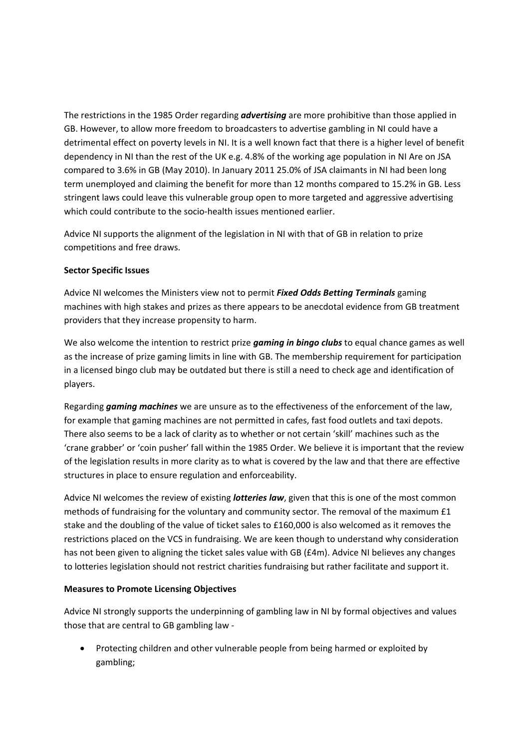The restrictions in the 1985 Order regarding ***advertising*** are more prohibitive than those applied in GB. However, to allow more freedom to broadcasters to advertise gambling in NI could have a detrimental effect on poverty levels in NI. It is a well known fact that there is a higher level of benefit dependency in NI than the rest of the UK e.g. 4.8% of the working age population in NI Are on JSA compared to 3.6% in GB (May 2010). In January 2011 25.0% of JSA claimants in NI had been long term unemployed and claiming the benefit for more than 12 months compared to 15.2% in GB. Less stringent laws could leave this vulnerable group open to more targeted and aggressive advertising which could contribute to the socio-health issues mentioned earlier.

Advice NI supports the alignment of the legislation in NI with that of GB in relation to prize competitions and free draws.

**Sector Specific Issues**

Advice NI welcomes the Ministers view not to permit ***Fixed Odds Betting Terminals*** gaming machines with high stakes and prizes as there appears to be anecdotal evidence from GB treatment providers that they increase propensity to harm.

We also welcome the intention to restrict prize ***gaming in bingo clubs*** to equal chance games as well as the increase of prize gaming limits in line with GB. The membership requirement for participation in a licensed bingo club may be outdated but there is still a need to check age and identification of players.

Regarding ***gaming machines*** we are unsure as to the effectiveness of the enforcement of the law, for example that gaming machines are not permitted in cafes, fast food outlets and taxi depots. There also seems to be a lack of clarity as to whether or not certain 'skill' machines such as the 'crane grabber' or 'coin pusher' fall within the 1985 Order. We believe it is important that the review of the legislation results in more clarity as to what is covered by the law and that there are effective structures in place to ensure regulation and enforceability.

Advice NI welcomes the review of existing ***lotteries law***, given that this is one of the most common methods of fundraising for the voluntary and community sector. The removal of the maximum £1 stake and the doubling of the value of ticket sales to £160,000 is also welcomed as it removes the restrictions placed on the VCS in fundraising. We are keen though to understand why consideration has not been given to aligning the ticket sales value with GB (£4m). Advice NI believes any changes to lotteries legislation should not restrict charities fundraising but rather facilitate and support it.

**Measures to Promote Licensing Objectives**

Advice NI strongly supports the underpinning of gambling law in NI by formal objectives and values those that are central to GB gambling law -

- Protecting children and other vulnerable people from being harmed or exploited by gambling;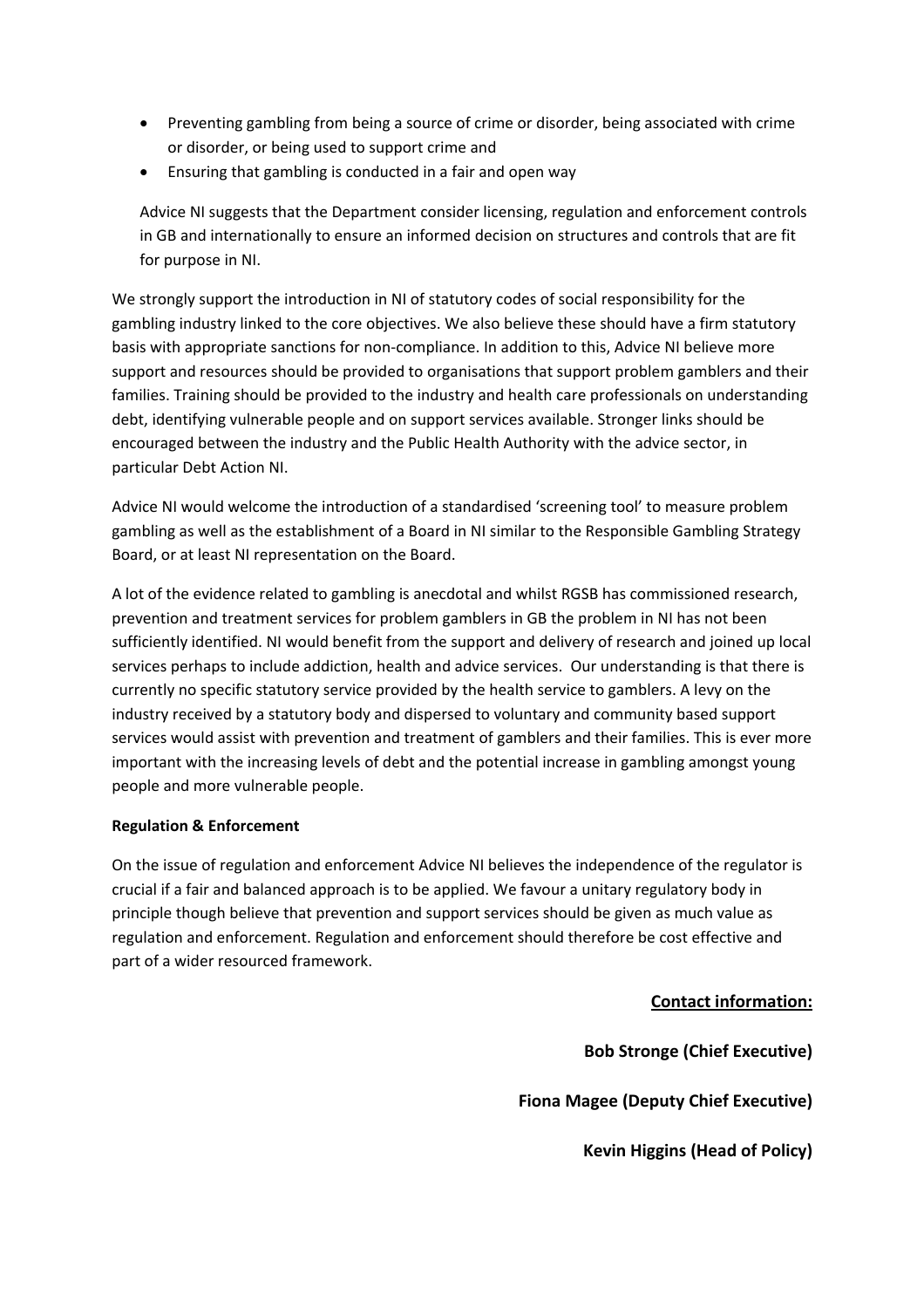- Preventing gambling from being a source of crime or disorder, being associated with crime or disorder, or being used to support crime and
- Ensuring that gambling is conducted in a fair and open way

  Advice NI suggests that the Department consider licensing, regulation and enforcement controls in GB and internationally to ensure an informed decision on structures and controls that are fit for purpose in NI.

We strongly support the introduction in NI of statutory codes of social responsibility for the gambling industry linked to the core objectives. We also believe these should have a firm statutory basis with appropriate sanctions for non-compliance. In addition to this, Advice NI believe more support and resources should be provided to organisations that support problem gamblers and their families. Training should be provided to the industry and health care professionals on understanding debt, identifying vulnerable people and on support services available. Stronger links should be encouraged between the industry and the Public Health Authority with the advice sector, in particular Debt Action NI.

Advice NI would welcome the introduction of a standardised 'screening tool' to measure problem gambling as well as the establishment of a Board in NI similar to the Responsible Gambling Strategy Board, or at least NI representation on the Board.

A lot of the evidence related to gambling is anecdotal and whilst RGSB has commissioned research, prevention and treatment services for problem gamblers in GB the problem in NI has not been sufficiently identified. NI would benefit from the support and delivery of research and joined up local services perhaps to include addiction, health and advice services. Our understanding is that there is currently no specific statutory service provided by the health service to gamblers. A levy on the industry received by a statutory body and dispersed to voluntary and community based support services would assist with prevention and treatment of gamblers and their families. This is ever more important with the increasing levels of debt and the potential increase in gambling amongst young people and more vulnerable people.

**Regulation & Enforcement**

On the issue of regulation and enforcement Advice NI believes the independence of the regulator is crucial if a fair and balanced approach is to be applied. We favour a unitary regulatory body in principle though believe that prevention and support services should be given as much value as regulation and enforcement. Regulation and enforcement should therefore be cost effective and part of a wider resourced framework.

**Contact information:**

**Bob Stronge (Chief Executive)**

**Fiona Magee (Deputy Chief Executive)**

**Kevin Higgins (Head of Policy)**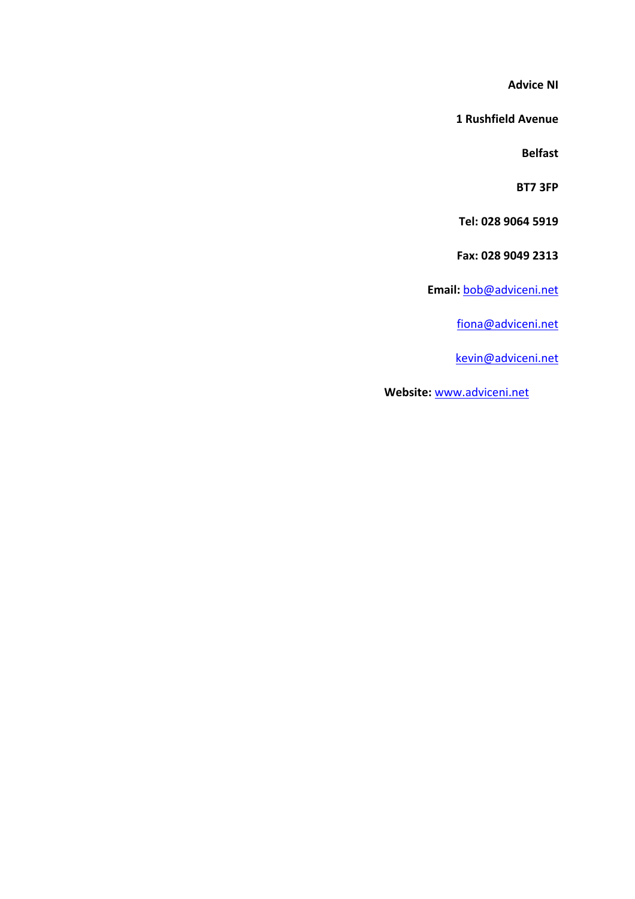**Advice NI**

**1 Rushfield Avenue**

**Belfast**

**BT7 3FP**

**Tel: 028 9064 5919**

**Fax: 028 9049 2313**

**Email:** bob@adviceni.net

fiona@adviceni.net

kevin@adviceni.net

**Website:** www.adviceni.net